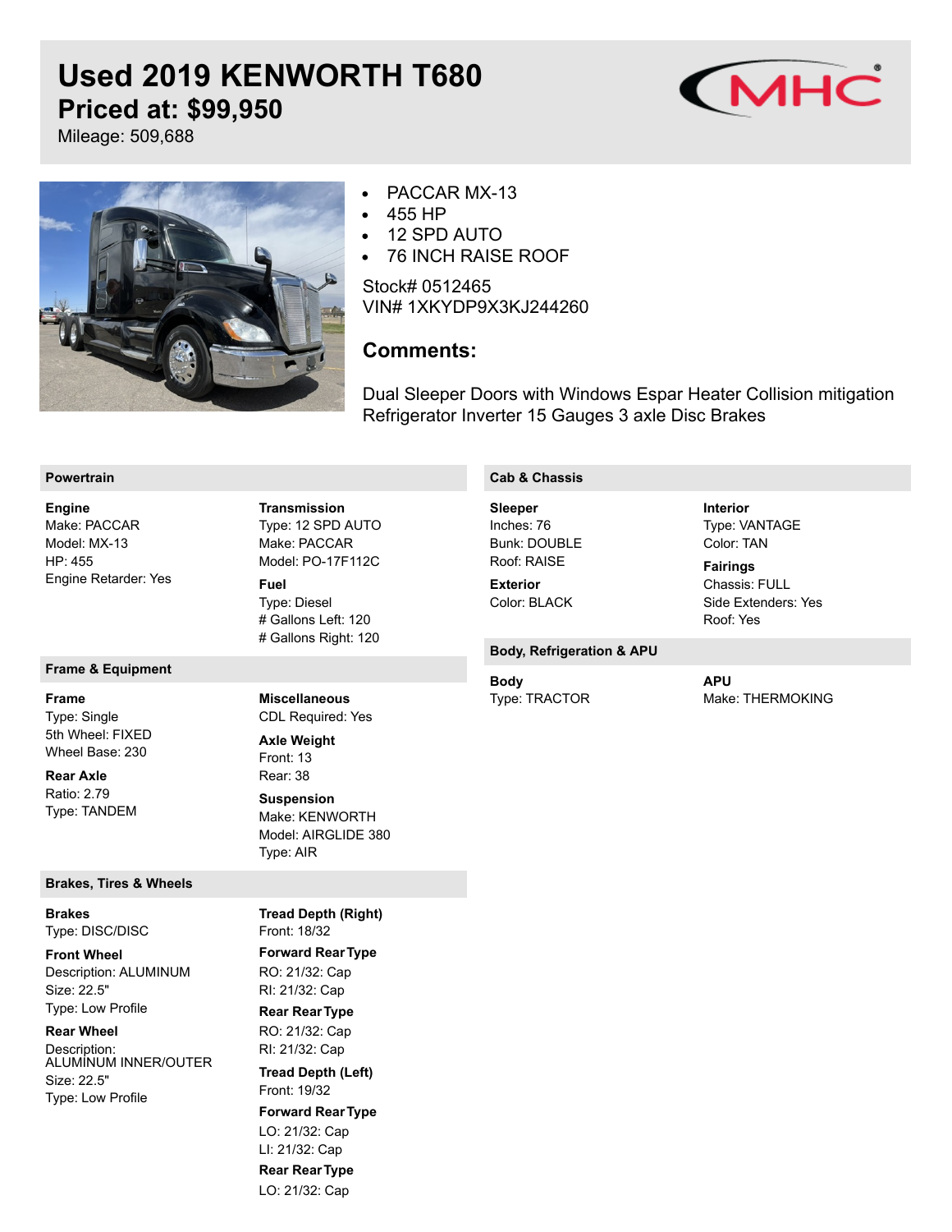# Used 2019 KENWORTH T680

## Priced at: $99,950

Mileage: 509,688

- PACCAR MX-13
- 455 HP
- 12 SPD AUTO
- 76 INCH RAISE ROOF

Stock# 0512465
VIN# 1XKYDP9X3KJ244260

### Comments:

Dual Sleeper Doors with Windows Espar Heater Collision mitigation Refrigerator Inverter 15 Gauges 3 axle Disc Brakes

## Powertrain

**Engine**
Make: PACCAR
Model: MX-13
HP: 455
Engine Retarder: Yes

**Transmission**
Type: 12 SPD AUTO
Make: PACCAR
Model: PO-17F112C

**Fuel**
Type: Diesel
# Gallons Left: 120
# Gallons Right: 120

## Frame & Equipment

**Frame**
Type: Single
5th Wheel: FIXED
Wheel Base: 230

**Rear Axle**
Ratio: 2.79
Type: TANDEM

**Miscellaneous**
CDL Required: Yes

**Axle Weight**
Front: 13
Rear: 38

**Suspension**
Make: KENWORTH
Model: AIRGLIDE 380
Type: AIR

## Brakes, Tires & Wheels

**Brakes**
Type: DISC/DISC

**Front Wheel**
Description: ALUMINUM
Size: 22.5"
Type: Low Profile

**Rear Wheel**
Description: ALUMINUM INNER/OUTER
Size: 22.5"
Type: Low Profile

**Tread Depth (Right)**
Front: 18/32

**Forward Rear Type**
RO: 21/32: Cap
RI: 21/32: Cap

**Rear Rear Type**
RO: 21/32: Cap
RI: 21/32: Cap

**Tread Depth (Left)**
Front: 19/32

**Forward Rear Type**
LO: 21/32: Cap
LI: 21/32: Cap

**Rear Rear Type**
LO: 21/32: Cap

## Cab & Chassis

**Sleeper**
Inches: 76
Bunk: DOUBLE
Roof: RAISE

**Exterior**
Color: BLACK

**Interior**
Type: VANTAGE
Color: TAN

**Fairings**
Chassis: FULL
Side Extenders: Yes
Roof: Yes

## Body, Refrigeration & APU

**Body**
Type: TRACTOR

**APU**
Make: THERMOKING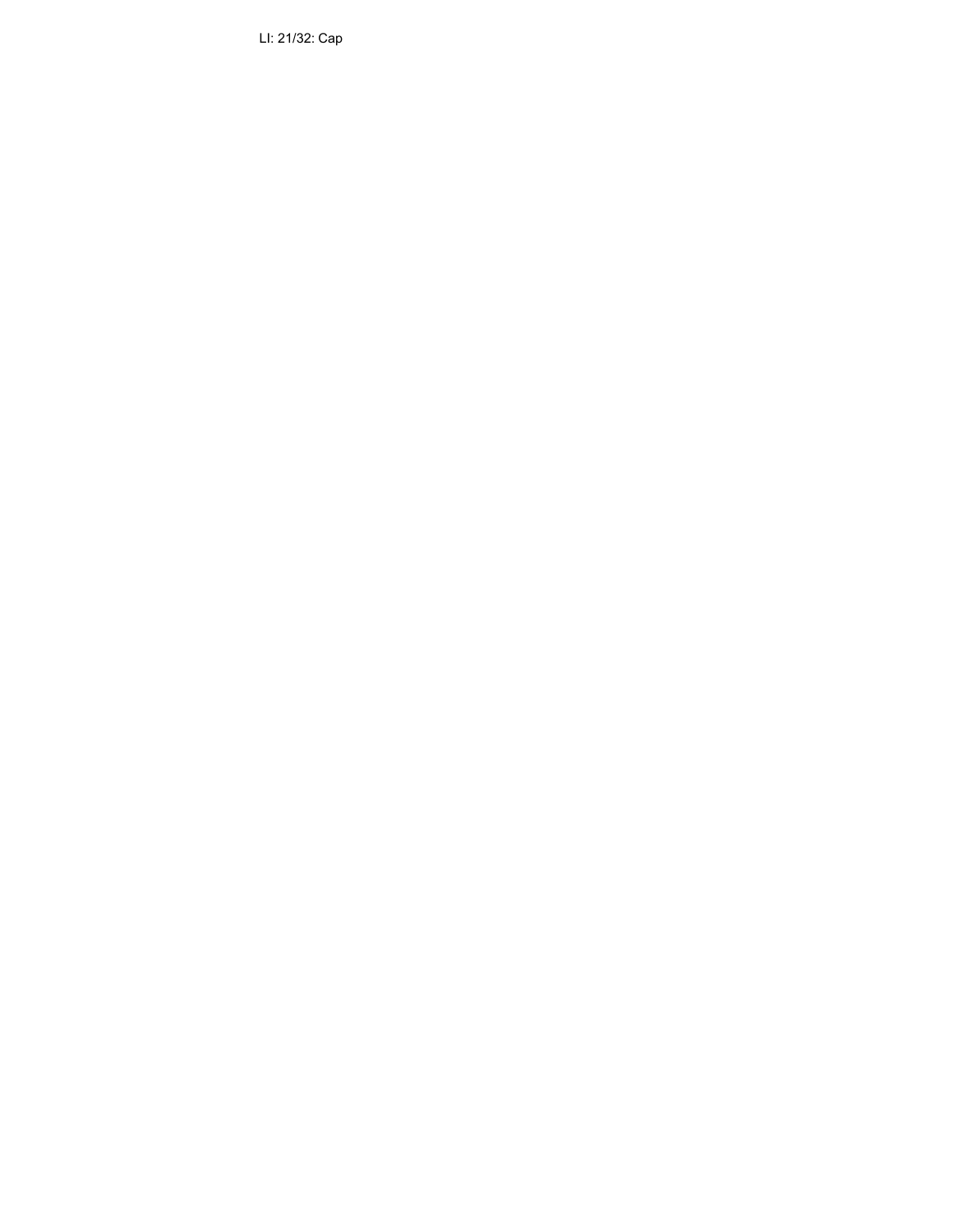LI: 21/32: Cap